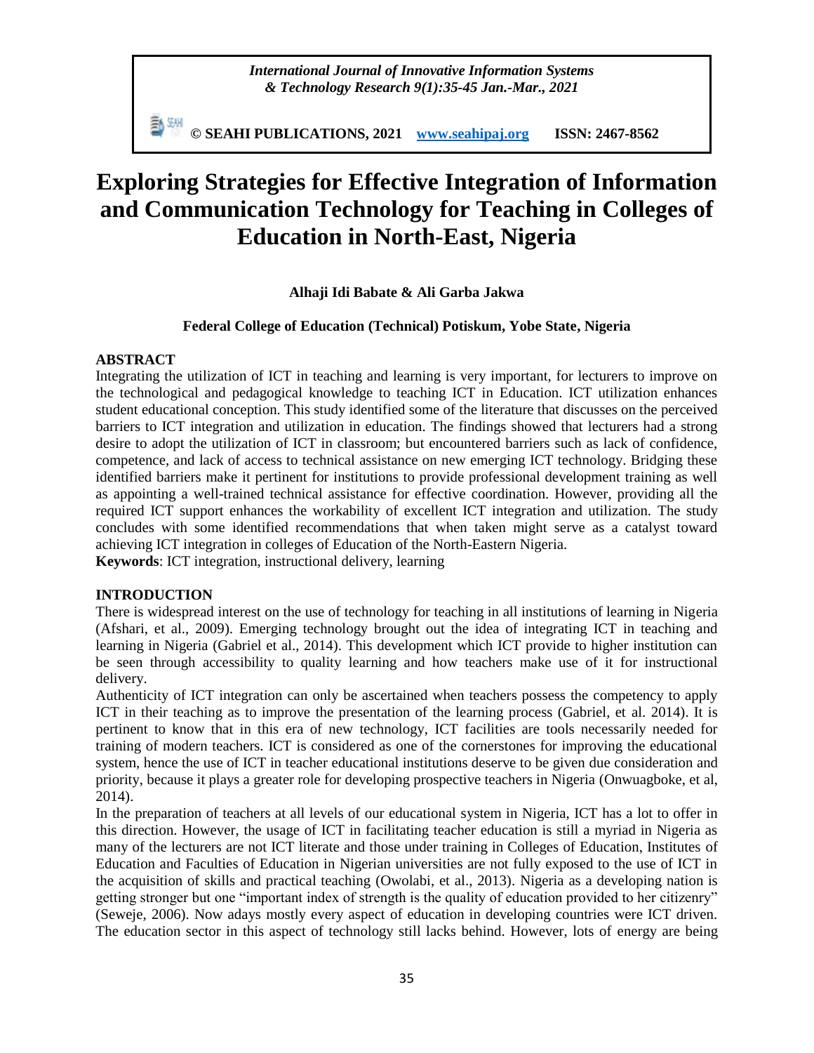*International Journal of Innovative Information Systems & Technology Research 9(1):35-45 Jan.-Mar., 2021*

**© SEAHI PUBLICATIONS, 2021 [www.seahipaj.org](http://www.seahipaj.org) ISSN: 2467-8562**

# Exploring Strategies for Effective Integration of Information and Communication Technology for Teaching in Colleges of Education in North-East, Nigeria

**Alhaji Idi Babate & Ali Garba Jakwa**

**Federal College of Education (Technical) Potiskum, Yobe State, Nigeria**

## ABSTRACT

Integrating the utilization of ICT in teaching and learning is very important, for lecturers to improve on the technological and pedagogical knowledge to teaching ICT in Education. ICT utilization enhances student educational conception. This study identified some of the literature that discusses on the perceived barriers to ICT integration and utilization in education. The findings showed that lecturers had a strong desire to adopt the utilization of ICT in classroom; but encountered barriers such as lack of confidence, competence, and lack of access to technical assistance on new emerging ICT technology. Bridging these identified barriers make it pertinent for institutions to provide professional development training as well as appointing a well-trained technical assistance for effective coordination. However, providing all the required ICT support enhances the workability of excellent ICT integration and utilization. The study concludes with some identified recommendations that when taken might serve as a catalyst toward achieving ICT integration in colleges of Education of the North-Eastern Nigeria.

**Keywords**: ICT integration, instructional delivery, learning

## INTRODUCTION

There is widespread interest on the use of technology for teaching in all institutions of learning in Nigeria (Afshari, et al., 2009). Emerging technology brought out the idea of integrating ICT in teaching and learning in Nigeria (Gabriel et al., 2014). This development which ICT provide to higher institution can be seen through accessibility to quality learning and how teachers make use of it for instructional delivery.

Authenticity of ICT integration can only be ascertained when teachers possess the competency to apply ICT in their teaching as to improve the presentation of the learning process (Gabriel, et al. 2014). It is pertinent to know that in this era of new technology, ICT facilities are tools necessarily needed for training of modern teachers. ICT is considered as one of the cornerstones for improving the educational system, hence the use of ICT in teacher educational institutions deserve to be given due consideration and priority, because it plays a greater role for developing prospective teachers in Nigeria (Onwuagboke, et al, 2014).

In the preparation of teachers at all levels of our educational system in Nigeria, ICT has a lot to offer in this direction. However, the usage of ICT in facilitating teacher education is still a myriad in Nigeria as many of the lecturers are not ICT literate and those under training in Colleges of Education, Institutes of Education and Faculties of Education in Nigerian universities are not fully exposed to the use of ICT in the acquisition of skills and practical teaching (Owolabi, et al., 2013). Nigeria as a developing nation is getting stronger but one "important index of strength is the quality of education provided to her citizenry" (Seweje, 2006). Now adays mostly every aspect of education in developing countries were ICT driven. The education sector in this aspect of technology still lacks behind. However, lots of energy are being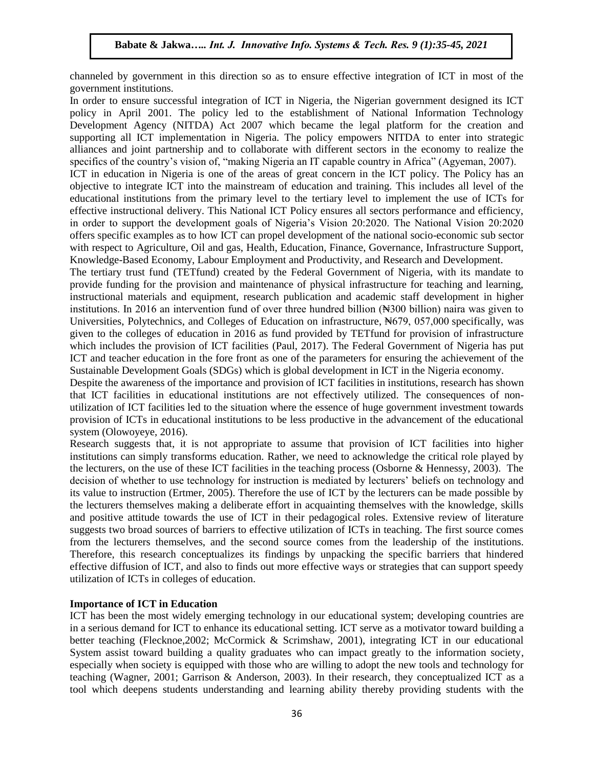channeled by government in this direction so as to ensure effective integration of ICT in most of the government institutions.

In order to ensure successful integration of ICT in Nigeria, the Nigerian government designed its ICT policy in April 2001. The policy led to the establishment of National Information Technology Development Agency (NITDA) Act 2007 which became the legal platform for the creation and supporting all ICT implementation in Nigeria. The policy empowers NITDA to enter into strategic alliances and joint partnership and to collaborate with different sectors in the economy to realize the specifics of the country's vision of, "making Nigeria an IT capable country in Africa" (Agyeman, 2007).

ICT in education in Nigeria is one of the areas of great concern in the ICT policy. The Policy has an objective to integrate ICT into the mainstream of education and training. This includes all level of the educational institutions from the primary level to the tertiary level to implement the use of ICTs for effective instructional delivery. This National ICT Policy ensures all sectors performance and efficiency, in order to support the development goals of Nigeria's Vision 20:2020. The National Vision 20:2020 offers specific examples as to how ICT can propel development of the national socio-economic sub sector with respect to Agriculture, Oil and gas, Health, Education, Finance, Governance, Infrastructure Support, Knowledge-Based Economy, Labour Employment and Productivity, and Research and Development.

The tertiary trust fund (TETfund) created by the Federal Government of Nigeria, with its mandate to provide funding for the provision and maintenance of physical infrastructure for teaching and learning, instructional materials and equipment, research publication and academic staff development in higher institutions. In 2016 an intervention fund of over three hundred billion (₦300 billion) naira was given to Universities, Polytechnics, and Colleges of Education on infrastructure, ₦679, 057,000 specifically, was given to the colleges of education in 2016 as fund provided by TETfund for provision of infrastructure which includes the provision of ICT facilities (Paul, 2017). The Federal Government of Nigeria has put ICT and teacher education in the fore front as one of the parameters for ensuring the achievement of the Sustainable Development Goals (SDGs) which is global development in ICT in the Nigeria economy.

Despite the awareness of the importance and provision of ICT facilities in institutions, research has shown that ICT facilities in educational institutions are not effectively utilized. The consequences of non-utilization of ICT facilities led to the situation where the essence of huge government investment towards provision of ICTs in educational institutions to be less productive in the advancement of the educational system (Olowoyeye, 2016).

Research suggests that, it is not appropriate to assume that provision of ICT facilities into higher institutions can simply transforms education. Rather, we need to acknowledge the critical role played by the lecturers, on the use of these ICT facilities in the teaching process (Osborne & Hennessy, 2003). The decision of whether to use technology for instruction is mediated by lecturers' beliefs on technology and its value to instruction (Ertmer, 2005). Therefore the use of ICT by the lecturers can be made possible by the lecturers themselves making a deliberate effort in acquainting themselves with the knowledge, skills and positive attitude towards the use of ICT in their pedagogical roles. Extensive review of literature suggests two broad sources of barriers to effective utilization of ICTs in teaching. The first source comes from the lecturers themselves, and the second source comes from the leadership of the institutions. Therefore, this research conceptualizes its findings by unpacking the specific barriers that hindered effective diffusion of ICT, and also to finds out more effective ways or strategies that can support speedy utilization of ICTs in colleges of education.

**Importance of ICT in Education**

ICT has been the most widely emerging technology in our educational system; developing countries are in a serious demand for ICT to enhance its educational setting. ICT serve as a motivator toward building a better teaching (Flecknoe,2002; McCormick & Scrimshaw, 2001), integrating ICT in our educational System assist toward building a quality graduates who can impact greatly to the information society, especially when society is equipped with those who are willing to adopt the new tools and technology for teaching (Wagner, 2001; Garrison & Anderson, 2003). In their research, they conceptualized ICT as a tool which deepens students understanding and learning ability thereby providing students with the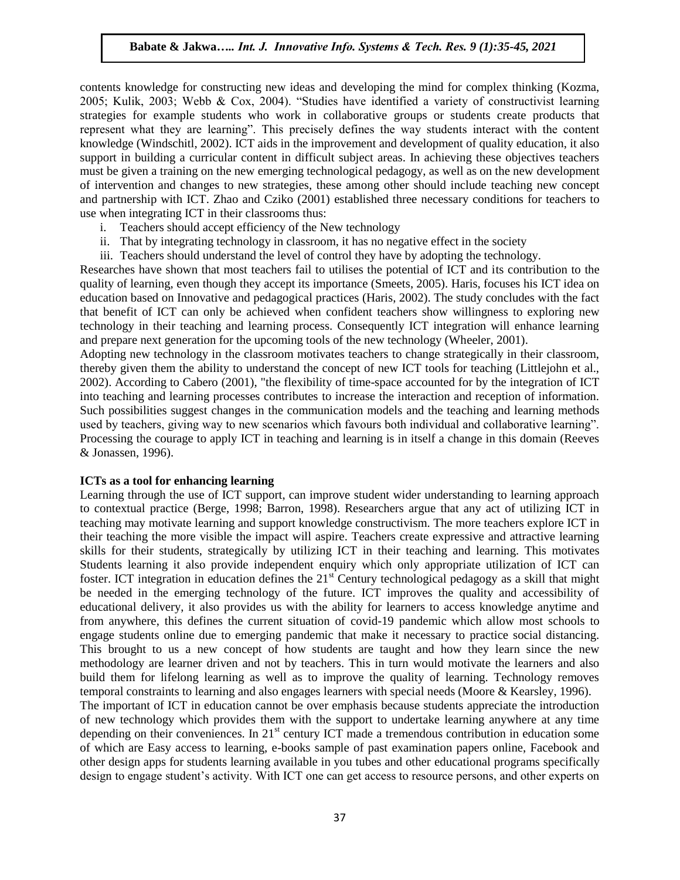contents knowledge for constructing new ideas and developing the mind for complex thinking (Kozma, 2005; Kulik, 2003; Webb & Cox, 2004). "Studies have identified a variety of constructivist learning strategies for example students who work in collaborative groups or students create products that represent what they are learning". This precisely defines the way students interact with the content knowledge (Windschitl, 2002). ICT aids in the improvement and development of quality education, it also support in building a curricular content in difficult subject areas. In achieving these objectives teachers must be given a training on the new emerging technological pedagogy, as well as on the new development of intervention and changes to new strategies, these among other should include teaching new concept and partnership with ICT. Zhao and Cziko (2001) established three necessary conditions for teachers to use when integrating ICT in their classrooms thus:

i. Teachers should accept efficiency of the New technology
ii. That by integrating technology in classroom, it has no negative effect in the society
iii. Teachers should understand the level of control they have by adopting the technology.

Researches have shown that most teachers fail to utilises the potential of ICT and its contribution to the quality of learning, even though they accept its importance (Smeets, 2005). Haris, focuses his ICT idea on education based on Innovative and pedagogical practices (Haris, 2002). The study concludes with the fact that benefit of ICT can only be achieved when confident teachers show willingness to exploring new technology in their teaching and learning process. Consequently ICT integration will enhance learning and prepare next generation for the upcoming tools of the new technology (Wheeler, 2001).

Adopting new technology in the classroom motivates teachers to change strategically in their classroom, thereby given them the ability to understand the concept of new ICT tools for teaching (Littlejohn et al., 2002). According to Cabero (2001), "the flexibility of time-space accounted for by the integration of ICT into teaching and learning processes contributes to increase the interaction and reception of information. Such possibilities suggest changes in the communication models and the teaching and learning methods used by teachers, giving way to new scenarios which favours both individual and collaborative learning". Processing the courage to apply ICT in teaching and learning is in itself a change in this domain (Reeves & Jonassen, 1996).

**ICTs as a tool for enhancing learning**

Learning through the use of ICT support, can improve student wider understanding to learning approach to contextual practice (Berge, 1998; Barron, 1998). Researchers argue that any act of utilizing ICT in teaching may motivate learning and support knowledge constructivism. The more teachers explore ICT in their teaching the more visible the impact will aspire. Teachers create expressive and attractive learning skills for their students, strategically by utilizing ICT in their teaching and learning. This motivates Students learning it also provide independent enquiry which only appropriate utilization of ICT can foster. ICT integration in education defines the 21st Century technological pedagogy as a skill that might be needed in the emerging technology of the future. ICT improves the quality and accessibility of educational delivery, it also provides us with the ability for learners to access knowledge anytime and from anywhere, this defines the current situation of covid-19 pandemic which allow most schools to engage students online due to emerging pandemic that make it necessary to practice social distancing. This brought to us a new concept of how students are taught and how they learn since the new methodology are learner driven and not by teachers. This in turn would motivate the learners and also build them for lifelong learning as well as to improve the quality of learning. Technology removes temporal constraints to learning and also engages learners with special needs (Moore & Kearsley, 1996).

The important of ICT in education cannot be over emphasis because students appreciate the introduction of new technology which provides them with the support to undertake learning anywhere at any time depending on their conveniences. In 21st century ICT made a tremendous contribution in education some of which are Easy access to learning, e-books sample of past examination papers online, Facebook and other design apps for students learning available in you tubes and other educational programs specifically design to engage student's activity. With ICT one can get access to resource persons, and other experts on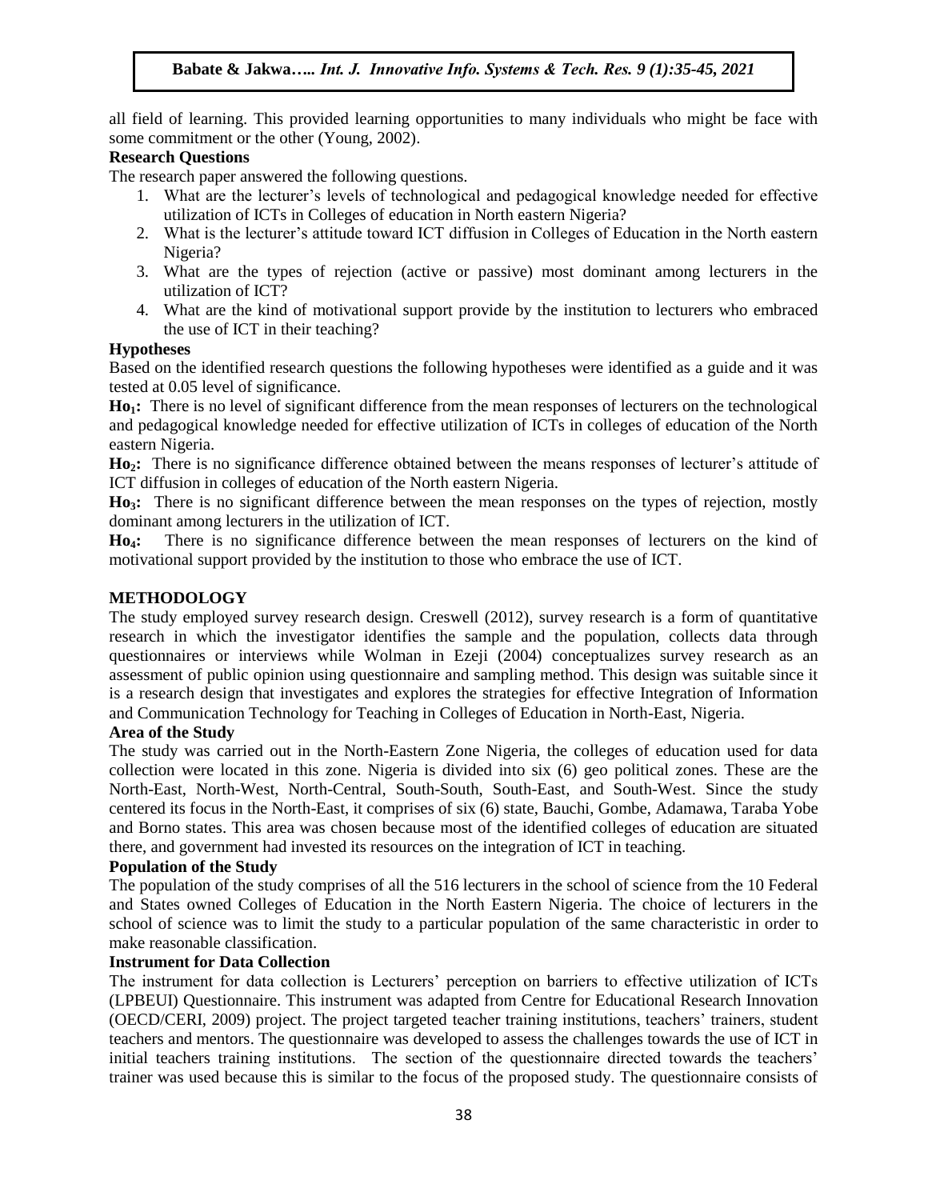all field of learning. This provided learning opportunities to many individuals who might be face with some commitment or the other (Young, 2002).

### Research Questions

The research paper answered the following questions.

1. What are the lecturer's levels of technological and pedagogical knowledge needed for effective utilization of ICTs in Colleges of education in North eastern Nigeria?
2. What is the lecturer's attitude toward ICT diffusion in Colleges of Education in the North eastern Nigeria?
3. What are the types of rejection (active or passive) most dominant among lecturers in the utilization of ICT?
4. What are the kind of motivational support provide by the institution to lecturers who embraced the use of ICT in their teaching?

### Hypotheses

Based on the identified research questions the following hypotheses were identified as a guide and it was tested at 0.05 level of significance.

**$Ho_1$:** There is no level of significant difference from the mean responses of lecturers on the technological and pedagogical knowledge needed for effective utilization of ICTs in colleges of education of the North eastern Nigeria.

**$Ho_2$:** There is no significance difference obtained between the means responses of lecturer's attitude of ICT diffusion in colleges of education of the North eastern Nigeria.

**$Ho_3$:** There is no significant difference between the mean responses on the types of rejection, mostly dominant among lecturers in the utilization of ICT.

**$Ho_4$:** There is no significance difference between the mean responses of lecturers on the kind of motivational support provided by the institution to those who embrace the use of ICT.

## METHODOLOGY

The study employed survey research design. Creswell (2012), survey research is a form of quantitative research in which the investigator identifies the sample and the population, collects data through questionnaires or interviews while Wolman in Ezeji (2004) conceptualizes survey research as an assessment of public opinion using questionnaire and sampling method. This design was suitable since it is a research design that investigates and explores the strategies for effective Integration of Information and Communication Technology for Teaching in Colleges of Education in North-East, Nigeria.

### Area of the Study

The study was carried out in the North-Eastern Zone Nigeria, the colleges of education used for data collection were located in this zone. Nigeria is divided into six (6) geo political zones. These are the North-East, North-West, North-Central, South-South, South-East, and South-West. Since the study centered its focus in the North-East, it comprises of six (6) state, Bauchi, Gombe, Adamawa, Taraba Yobe and Borno states. This area was chosen because most of the identified colleges of education are situated there, and government had invested its resources on the integration of ICT in teaching.

### Population of the Study

The population of the study comprises of all the 516 lecturers in the school of science from the 10 Federal and States owned Colleges of Education in the North Eastern Nigeria. The choice of lecturers in the school of science was to limit the study to a particular population of the same characteristic in order to make reasonable classification.

### Instrument for Data Collection

The instrument for data collection is Lecturers' perception on barriers to effective utilization of ICTs (LPBEUI) Questionnaire. This instrument was adapted from Centre for Educational Research Innovation (OECD/CERI, 2009) project. The project targeted teacher training institutions, teachers' trainers, student teachers and mentors. The questionnaire was developed to assess the challenges towards the use of ICT in initial teachers training institutions. The section of the questionnaire directed towards the teachers' trainer was used because this is similar to the focus of the proposed study. The questionnaire consists of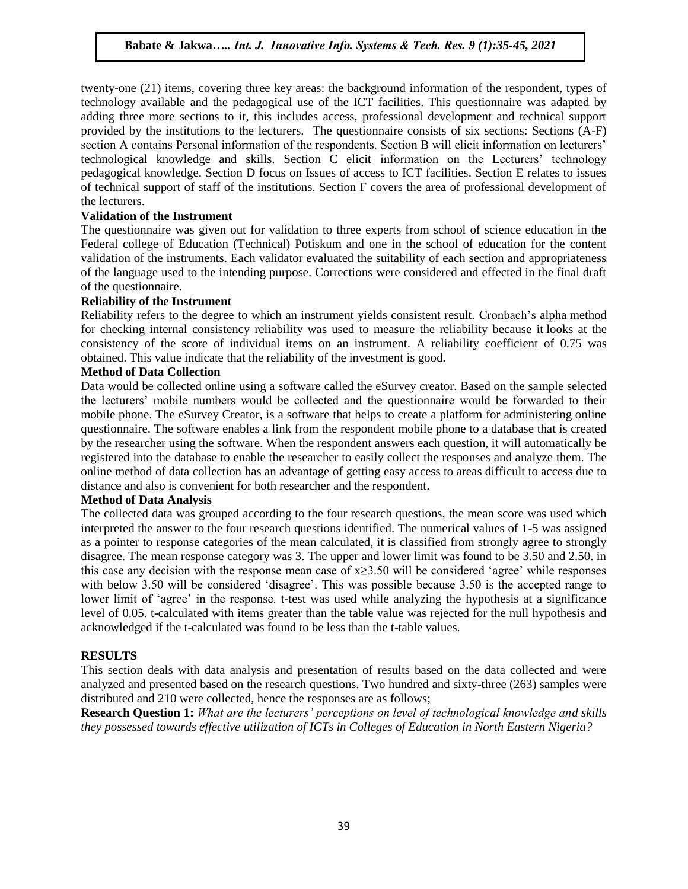twenty-one (21) items, covering three key areas: the background information of the respondent, types of technology available and the pedagogical use of the ICT facilities. This questionnaire was adapted by adding three more sections to it, this includes access, professional development and technical support provided by the institutions to the lecturers. The questionnaire consists of six sections: Sections (A-F) section A contains Personal information of the respondents. Section B will elicit information on lecturers' technological knowledge and skills. Section C elicit information on the Lecturers' technology pedagogical knowledge. Section D focus on Issues of access to ICT facilities. Section E relates to issues of technical support of staff of the institutions. Section F covers the area of professional development of the lecturers.

**Validation of the Instrument**

The questionnaire was given out for validation to three experts from school of science education in the Federal college of Education (Technical) Potiskum and one in the school of education for the content validation of the instruments. Each validator evaluated the suitability of each section and appropriateness of the language used to the intending purpose. Corrections were considered and effected in the final draft of the questionnaire.

**Reliability of the Instrument**

Reliability refers to the degree to which an instrument yields consistent result. Cronbach's alpha method for checking internal consistency reliability was used to measure the reliability because it looks at the consistency of the score of individual items on an instrument. A reliability coefficient of 0.75 was obtained. This value indicate that the reliability of the investment is good.

**Method of Data Collection**

Data would be collected online using a software called the eSurvey creator. Based on the sample selected the lecturers' mobile numbers would be collected and the questionnaire would be forwarded to their mobile phone. The eSurvey Creator, is a software that helps to create a platform for administering online questionnaire. The software enables a link from the respondent mobile phone to a database that is created by the researcher using the software. When the respondent answers each question, it will automatically be registered into the database to enable the researcher to easily collect the responses and analyze them. The online method of data collection has an advantage of getting easy access to areas difficult to access due to distance and also is convenient for both researcher and the respondent.

**Method of Data Analysis**

The collected data was grouped according to the four research questions, the mean score was used which interpreted the answer to the four research questions identified. The numerical values of 1-5 was assigned as a pointer to response categories of the mean calculated, it is classified from strongly agree to strongly disagree. The mean response category was 3. The upper and lower limit was found to be 3.50 and 2.50. in this case any decision with the response mean case of $x \geq 3.50$ will be considered 'agree' while responses with below 3.50 will be considered 'disagree'. This was possible because 3.50 is the accepted range to lower limit of 'agree' in the response. t-test was used while analyzing the hypothesis at a significance level of 0.05. t-calculated with items greater than the table value was rejected for the null hypothesis and acknowledged if the t-calculated was found to be less than the t-table values.

## RESULTS

This section deals with data analysis and presentation of results based on the data collected and were analyzed and presented based on the research questions. Two hundred and sixty-three (263) samples were distributed and 210 were collected, hence the responses are as follows;

**Research Question 1:** *What are the lecturers' perceptions on level of technological knowledge and skills they possessed towards effective utilization of ICTs in Colleges of Education in North Eastern Nigeria?*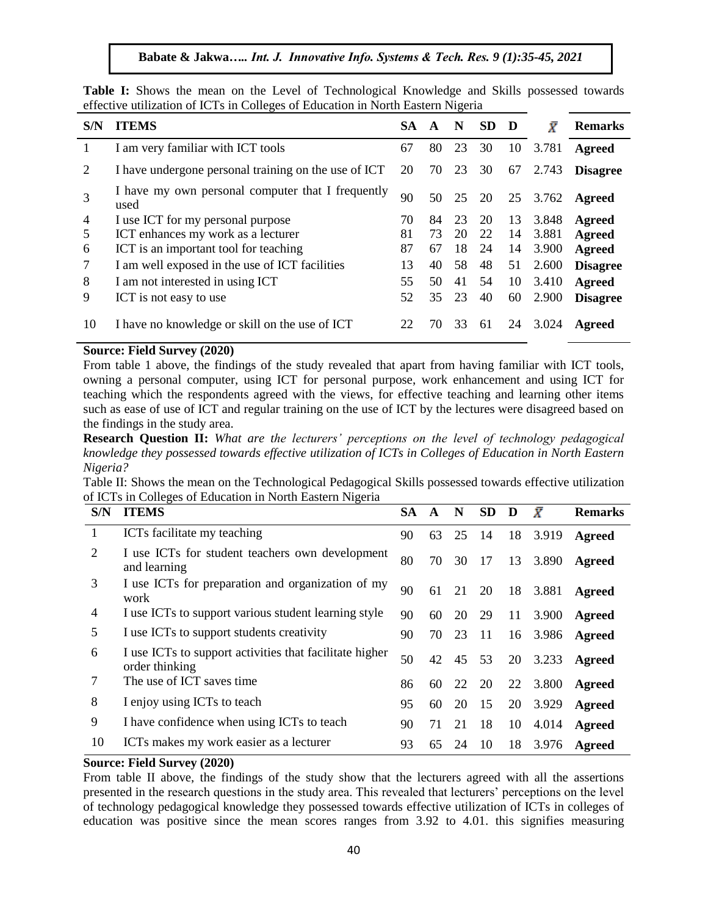**Table I:** Shows the mean on the Level of Technological Knowledge and Skills possessed towards effective utilization of ICTs in Colleges of Education in North Eastern Nigeria

| S/N | ITEMS | SA | A | N | SD | D | $\bar{X}$ | Remarks |
|---|---|---|---|---|---|---|---|---|
| 1 | I am very familiar with ICT tools | 67 | 80 | 23 | 30 | 10 | 3.781 | **Agreed** |
| 2 | I have undergone personal training on the use of ICT | 20 | 70 | 23 | 30 | 67 | 2.743 | **Disagree** |
| 3 | I have my own personal computer that I frequently used | 90 | 50 | 25 | 20 | 25 | 3.762 | **Agreed** |
| 4 | I use ICT for my personal purpose | 70 | 84 | 23 | 20 | 13 | 3.848 | **Agreed** |
| 5 | ICT enhances my work as a lecturer | 81 | 73 | 20 | 22 | 14 | 3.881 | **Agreed** |
| 6 | ICT is an important tool for teaching | 87 | 67 | 18 | 24 | 14 | 3.900 | **Agreed** |
| 7 | I am well exposed in the use of ICT facilities | 13 | 40 | 58 | 48 | 51 | 2.600 | **Disagree** |
| 8 | I am not interested in using ICT | 55 | 50 | 41 | 54 | 10 | 3.410 | **Agreed** |
| 9 | ICT is not easy to use | 52 | 35 | 23 | 40 | 60 | 2.900 | **Disagree** |
| 10 | I have no knowledge or skill on the use of ICT | 22 | 70 | 33 | 61 | 24 | 3.024 | **Agreed** |

**Source: Field Survey (2020)**

From table 1 above, the findings of the study revealed that apart from having familiar with ICT tools, owning a personal computer, using ICT for personal purpose, work enhancement and using ICT for teaching which the respondents agreed with the views, for effective teaching and learning other items such as ease of use of ICT and regular training on the use of ICT by the lectures were disagreed based on the findings in the study area.

**Research Question II:** *What are the lecturers' perceptions on the level of technology pedagogical knowledge they possessed towards effective utilization of ICTs in Colleges of Education in North Eastern Nigeria?*

Table II: Shows the mean on the Technological Pedagogical Skills possessed towards effective utilization of ICTs in Colleges of Education in North Eastern Nigeria

| S/N | ITEMS | SA | A | N | SD | D | $\bar{X}$ | Remarks |
|---|---|---|---|---|---|---|---|---|
| 1 | ICTs facilitate my teaching | 90 | 63 | 25 | 14 | 18 | 3.919 | **Agreed** |
| 2 | I use ICTs for student teachers own development and learning | 80 | 70 | 30 | 17 | 13 | 3.890 | **Agreed** |
| 3 | I use ICTs for preparation and organization of my work | 90 | 61 | 21 | 20 | 18 | 3.881 | **Agreed** |
| 4 | I use ICTs to support various student learning style | 90 | 60 | 20 | 29 | 11 | 3.900 | **Agreed** |
| 5 | I use ICTs to support students creativity | 90 | 70 | 23 | 11 | 16 | 3.986 | **Agreed** |
| 6 | I use ICTs to support activities that facilitate higher order thinking | 50 | 42 | 45 | 53 | 20 | 3.233 | **Agreed** |
| 7 | The use of ICT saves time | 86 | 60 | 22 | 20 | 22 | 3.800 | **Agreed** |
| 8 | I enjoy using ICTs to teach | 95 | 60 | 20 | 15 | 20 | 3.929 | **Agreed** |
| 9 | I have confidence when using ICTs to teach | 90 | 71 | 21 | 18 | 10 | 4.014 | **Agreed** |
| 10 | ICTs makes my work easier as a lecturer | 93 | 65 | 24 | 10 | 18 | 3.976 | **Agreed** |

**Source: Field Survey (2020)**

From table II above, the findings of the study show that the lecturers agreed with all the assertions presented in the research questions in the study area. This revealed that lecturers' perceptions on the level of technology pedagogical knowledge they possessed towards effective utilization of ICTs in colleges of education was positive since the mean scores ranges from 3.92 to 4.01. this signifies measuring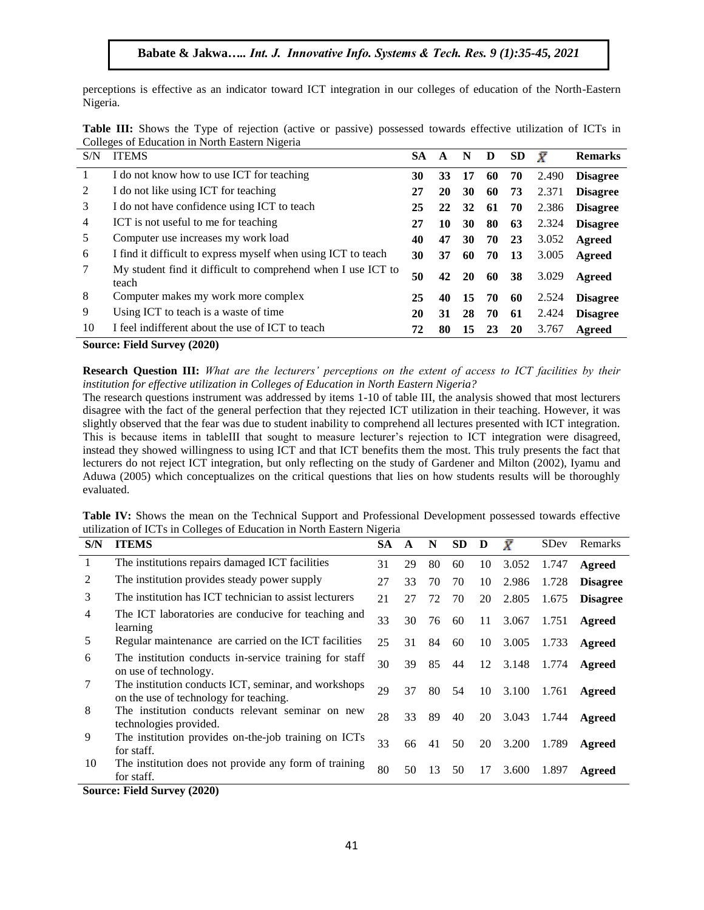perceptions is effective as an indicator toward ICT integration in our colleges of education of the North-Eastern Nigeria.

**Table III:** Shows the Type of rejection (active or passive) possessed towards effective utilization of ICTs in Colleges of Education in North Eastern Nigeria

| S/N | ITEMS | SA | A | N | D | SD | $\bar{X}$ | Remarks |
|---|---|---|---|---|---|---|---|---|
| 1 | I do not know how to use ICT for teaching | **30** | **33** | **17** | **60** | **70** | 2.490 | **Disagree** |
| 2 | I do not like using ICT for teaching | **27** | **20** | **30** | **60** | **73** | 2.371 | **Disagree** |
| 3 | I do not have confidence using ICT to teach | **25** | **22** | **32** | **61** | **70** | 2.386 | **Disagree** |
| 4 | ICT is not useful to me for teaching | **27** | **10** | **30** | **80** | **63** | 2.324 | **Disagree** |
| 5 | Computer use increases my work load | **40** | **47** | **30** | **70** | **23** | 3.052 | **Agreed** |
| 6 | I find it difficult to express myself when using ICT to teach | **30** | **37** | **60** | **70** | **13** | 3.005 | **Agreed** |
| 7 | My student find it difficult to comprehend when I use ICT to teach | **50** | **42** | **20** | **60** | **38** | 3.029 | **Agreed** |
| 8 | Computer makes my work more complex | **25** | **40** | **15** | **70** | **60** | 2.524 | **Disagree** |
| 9 | Using ICT to teach is a waste of time | **20** | **31** | **28** | **70** | **61** | 2.424 | **Disagree** |
| 10 | I feel indifferent about the use of ICT to teach | **72** | **80** | **15** | **23** | **20** | 3.767 | **Agreed** |

**Source: Field Survey (2020)**

**Research Question III:** *What are the lecturers' perceptions on the extent of access to ICT facilities by their institution for effective utilization in Colleges of Education in North Eastern Nigeria?*

The research questions instrument was addressed by items 1-10 of table III, the analysis showed that most lecturers disagree with the fact of the general perfection that they rejected ICT utilization in their teaching. However, it was slightly observed that the fear was due to student inability to comprehend all lectures presented with ICT integration. This is because items in tableIII that sought to measure lecturer's rejection to ICT integration were disagreed, instead they showed willingness to using ICT and that ICT benefits them the most. This truly presents the fact that lecturers do not reject ICT integration, but only reflecting on the study of Gardener and Milton (2002), Iyamu and Aduwa (2005) which conceptualizes on the critical questions that lies on how students results will be thoroughly evaluated.

**Table IV:** Shows the mean on the Technical Support and Professional Development possessed towards effective utilization of ICTs in Colleges of Education in North Eastern Nigeria

| S/N | ITEMS | SA | A | N | SD | D | $\bar{X}$ | SDev | Remarks |
|---|---|---|---|---|---|---|---|---|---|
| 1 | The institutions repairs damaged ICT facilities | 31 | 29 | 80 | 60 | 10 | 3.052 | 1.747 | **Agreed** |
| 2 | The institution provides steady power supply | 27 | 33 | 70 | 70 | 10 | 2.986 | 1.728 | **Disagree** |
| 3 | The institution has ICT technician to assist lecturers | 21 | 27 | 72 | 70 | 20 | 2.805 | 1.675 | **Disagree** |
| 4 | The ICT laboratories are conducive for teaching and learning | 33 | 30 | 76 | 60 | 11 | 3.067 | 1.751 | **Agreed** |
| 5 | Regular maintenance are carried on the ICT facilities | 25 | 31 | 84 | 60 | 10 | 3.005 | 1.733 | **Agreed** |
| 6 | The institution conducts in-service training for staff on use of technology. | 30 | 39 | 85 | 44 | 12 | 3.148 | 1.774 | **Agreed** |
| 7 | The institution conducts ICT, seminar, and workshops on the use of technology for teaching. | 29 | 37 | 80 | 54 | 10 | 3.100 | 1.761 | **Agreed** |
| 8 | The institution conducts relevant seminar on new technologies provided. | 28 | 33 | 89 | 40 | 20 | 3.043 | 1.744 | **Agreed** |
| 9 | The institution provides on-the-job training on ICTs for staff. | 33 | 66 | 41 | 50 | 20 | 3.200 | 1.789 | **Agreed** |
| 10 | The institution does not provide any form of training for staff. | 80 | 50 | 13 | 50 | 17 | 3.600 | 1.897 | **Agreed** |

**Source: Field Survey (2020)**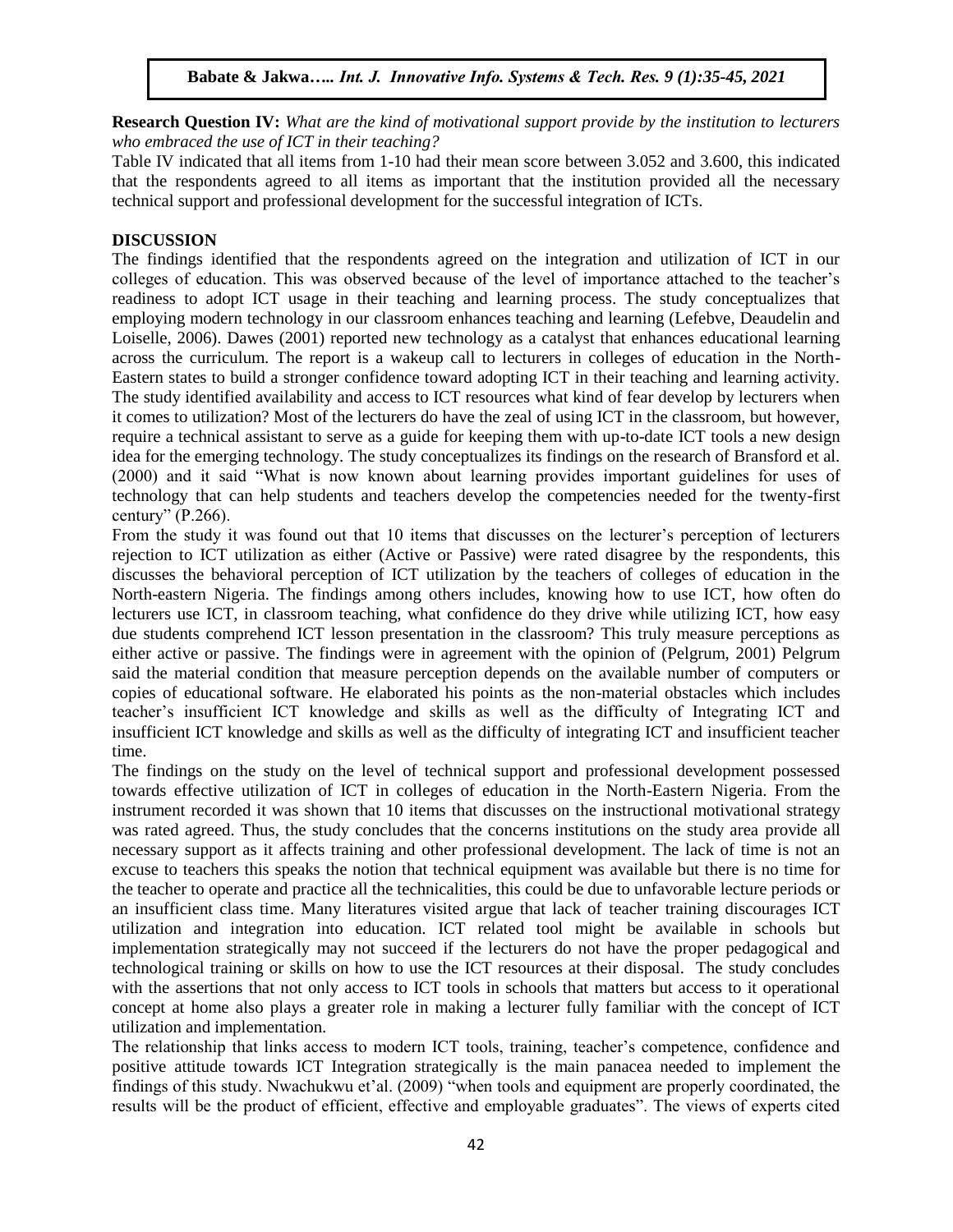**Research Question IV:** *What are the kind of motivational support provide by the institution to lecturers who embraced the use of ICT in their teaching?*

Table IV indicated that all items from 1-10 had their mean score between 3.052 and 3.600, this indicated that the respondents agreed to all items as important that the institution provided all the necessary technical support and professional development for the successful integration of ICTs.

## DISCUSSION

The findings identified that the respondents agreed on the integration and utilization of ICT in our colleges of education. This was observed because of the level of importance attached to the teacher's readiness to adopt ICT usage in their teaching and learning process. The study conceptualizes that employing modern technology in our classroom enhances teaching and learning (Lefebve, Deaudelin and Loiselle, 2006). Dawes (2001) reported new technology as a catalyst that enhances educational learning across the curriculum. The report is a wakeup call to lecturers in colleges of education in the North-Eastern states to build a stronger confidence toward adopting ICT in their teaching and learning activity. The study identified availability and access to ICT resources what kind of fear develop by lecturers when it comes to utilization? Most of the lecturers do have the zeal of using ICT in the classroom, but however, require a technical assistant to serve as a guide for keeping them with up-to-date ICT tools a new design idea for the emerging technology. The study conceptualizes its findings on the research of Bransford et al. (2000) and it said "What is now known about learning provides important guidelines for uses of technology that can help students and teachers develop the competencies needed for the twenty-first century" (P.266).

From the study it was found out that 10 items that discusses on the lecturer's perception of lecturers rejection to ICT utilization as either (Active or Passive) were rated disagree by the respondents, this discusses the behavioral perception of ICT utilization by the teachers of colleges of education in the North-eastern Nigeria. The findings among others includes, knowing how to use ICT, how often do lecturers use ICT, in classroom teaching, what confidence do they drive while utilizing ICT, how easy due students comprehend ICT lesson presentation in the classroom? This truly measure perceptions as either active or passive. The findings were in agreement with the opinion of (Pelgrum, 2001) Pelgrum said the material condition that measure perception depends on the available number of computers or copies of educational software. He elaborated his points as the non-material obstacles which includes teacher's insufficient ICT knowledge and skills as well as the difficulty of Integrating ICT and insufficient ICT knowledge and skills as well as the difficulty of integrating ICT and insufficient teacher time.

The findings on the study on the level of technical support and professional development possessed towards effective utilization of ICT in colleges of education in the North-Eastern Nigeria. From the instrument recorded it was shown that 10 items that discusses on the instructional motivational strategy was rated agreed. Thus, the study concludes that the concerns institutions on the study area provide all necessary support as it affects training and other professional development. The lack of time is not an excuse to teachers this speaks the notion that technical equipment was available but there is no time for the teacher to operate and practice all the technicalities, this could be due to unfavorable lecture periods or an insufficient class time. Many literatures visited argue that lack of teacher training discourages ICT utilization and integration into education. ICT related tool might be available in schools but implementation strategically may not succeed if the lecturers do not have the proper pedagogical and technological training or skills on how to use the ICT resources at their disposal. The study concludes with the assertions that not only access to ICT tools in schools that matters but access to it operational concept at home also plays a greater role in making a lecturer fully familiar with the concept of ICT utilization and implementation.

The relationship that links access to modern ICT tools, training, teacher's competence, confidence and positive attitude towards ICT Integration strategically is the main panacea needed to implement the findings of this study. Nwachukwu et'al. (2009) "when tools and equipment are properly coordinated, the results will be the product of efficient, effective and employable graduates". The views of experts cited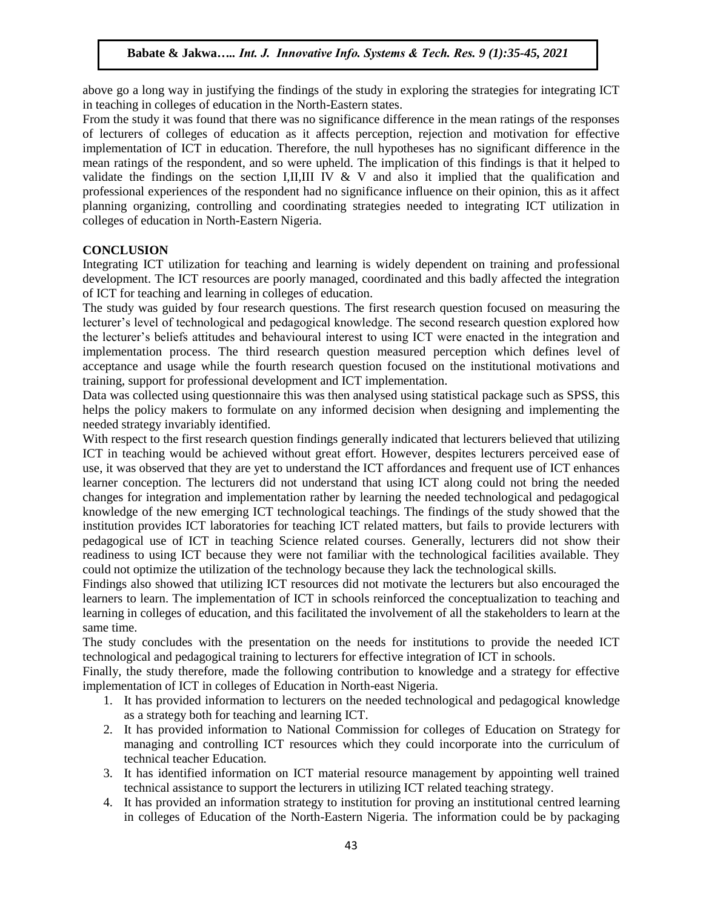above go a long way in justifying the findings of the study in exploring the strategies for integrating ICT in teaching in colleges of education in the North-Eastern states.

From the study it was found that there was no significance difference in the mean ratings of the responses of lecturers of colleges of education as it affects perception, rejection and motivation for effective implementation of ICT in education. Therefore, the null hypotheses has no significant difference in the mean ratings of the respondent, and so were upheld. The implication of this findings is that it helped to validate the findings on the section I,II,III IV & V and also it implied that the qualification and professional experiences of the respondent had no significance influence on their opinion, this as it affect planning organizing, controlling and coordinating strategies needed to integrating ICT utilization in colleges of education in North-Eastern Nigeria.

## CONCLUSION

Integrating ICT utilization for teaching and learning is widely dependent on training and professional development. The ICT resources are poorly managed, coordinated and this badly affected the integration of ICT for teaching and learning in colleges of education.

The study was guided by four research questions. The first research question focused on measuring the lecturer's level of technological and pedagogical knowledge. The second research question explored how the lecturer's beliefs attitudes and behavioural interest to using ICT were enacted in the integration and implementation process. The third research question measured perception which defines level of acceptance and usage while the fourth research question focused on the institutional motivations and training, support for professional development and ICT implementation.

Data was collected using questionnaire this was then analysed using statistical package such as SPSS, this helps the policy makers to formulate on any informed decision when designing and implementing the needed strategy invariably identified.

With respect to the first research question findings generally indicated that lecturers believed that utilizing ICT in teaching would be achieved without great effort. However, despites lecturers perceived ease of use, it was observed that they are yet to understand the ICT affordances and frequent use of ICT enhances learner conception. The lecturers did not understand that using ICT along could not bring the needed changes for integration and implementation rather by learning the needed technological and pedagogical knowledge of the new emerging ICT technological teachings. The findings of the study showed that the institution provides ICT laboratories for teaching ICT related matters, but fails to provide lecturers with pedagogical use of ICT in teaching Science related courses. Generally, lecturers did not show their readiness to using ICT because they were not familiar with the technological facilities available. They could not optimize the utilization of the technology because they lack the technological skills.

Findings also showed that utilizing ICT resources did not motivate the lecturers but also encouraged the learners to learn. The implementation of ICT in schools reinforced the conceptualization to teaching and learning in colleges of education, and this facilitated the involvement of all the stakeholders to learn at the same time.

The study concludes with the presentation on the needs for institutions to provide the needed ICT technological and pedagogical training to lecturers for effective integration of ICT in schools.

Finally, the study therefore, made the following contribution to knowledge and a strategy for effective implementation of ICT in colleges of Education in North-east Nigeria.

1. It has provided information to lecturers on the needed technological and pedagogical knowledge as a strategy both for teaching and learning ICT.
2. It has provided information to National Commission for colleges of Education on Strategy for managing and controlling ICT resources which they could incorporate into the curriculum of technical teacher Education.
3. It has identified information on ICT material resource management by appointing well trained technical assistance to support the lecturers in utilizing ICT related teaching strategy.
4. It has provided an information strategy to institution for proving an institutional centred learning in colleges of Education of the North-Eastern Nigeria. The information could be by packaging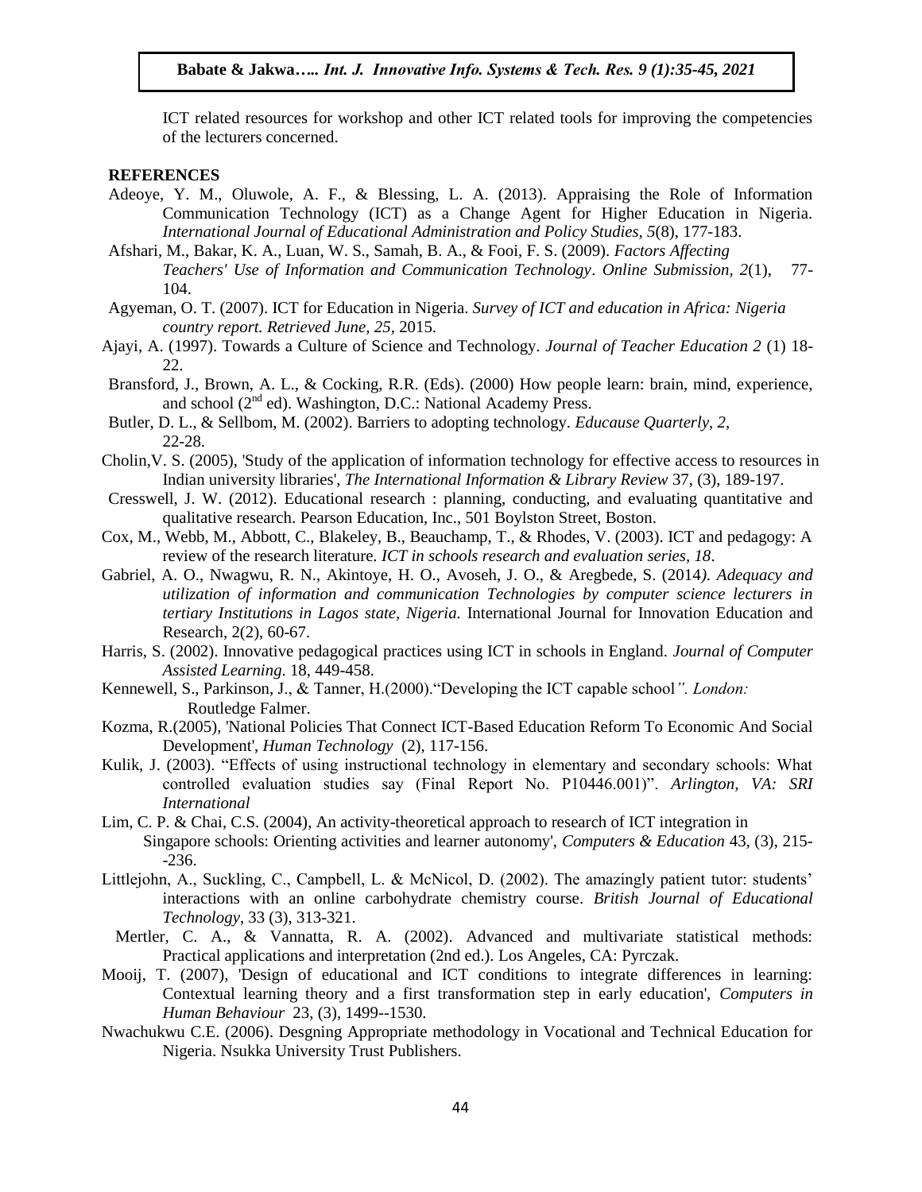ICT related resources for workshop and other ICT related tools for improving the competencies of the lecturers concerned.

## REFERENCES

Adeoye, Y. M., Oluwole, A. F., & Blessing, L. A. (2013). Appraising the Role of Information Communication Technology (ICT) as a Change Agent for Higher Education in Nigeria. *International Journal of Educational Administration and Policy Studies, 5*(8), 177-183.

Afshari, M., Bakar, K. A., Luan, W. S., Samah, B. A., & Fooi, F. S. (2009). *Factors Affecting Teachers' Use of Information and Communication Technology*. *Online Submission, 2*(1), 77-104.

Agyeman, O. T. (2007). ICT for Education in Nigeria. *Survey of ICT and education in Africa: Nigeria country report. Retrieved June, 25*, 2015.

Ajayi, A. (1997). Towards a Culture of Science and Technology. *Journal of Teacher Education 2* (1) 18-22.

Bransford, J., Brown, A. L., & Cocking, R.R. (Eds). (2000) How people learn: brain, mind, experience, and school (2nd ed). Washington, D.C.: National Academy Press.

Butler, D. L., & Sellbom, M. (2002). Barriers to adopting technology. *Educause Quarterly, 2*, 22-28.

Cholin,V. S. (2005), 'Study of the application of information technology for effective access to resources in Indian university libraries', *The International Information & Library Review* 37, (3), 189-197.

Cresswell, J. W. (2012). Educational research : planning, conducting, and evaluating quantitative and qualitative research. Pearson Education, Inc., 501 Boylston Street, Boston.

Cox, M., Webb, M., Abbott, C., Blakeley, B., Beauchamp, T., & Rhodes, V. (2003). ICT and pedagogy: A review of the research literature. *ICT in schools research and evaluation series, 18*.

Gabriel, A. O., Nwagwu, R. N., Akintoye, H. O., Avoseh, J. O., & Aregbede, S. (2014*). Adequacy and utilization of information and communication Technologies by computer science lecturers in tertiary Institutions in Lagos state, Nigeria.* International Journal for Innovation Education and Research, 2(2), 60-67.

Harris, S. (2002). Innovative pedagogical practices using ICT in schools in England. *Journal of Computer Assisted Learning*. 18, 449-458.

Kennewell, S., Parkinson, J., & Tanner, H.(2000)."Developing the ICT capable school*". London:* Routledge Falmer.

Kozma, R.(2005), 'National Policies That Connect ICT-Based Education Reform To Economic And Social Development', *Human Technology* (2), 117-156.

Kulik, J. (2003). "Effects of using instructional technology in elementary and secondary schools: What controlled evaluation studies say (Final Report No. P10446.001)". *Arlington, VA: SRI International*

Lim, C. P. & Chai, C.S. (2004), An activity-theoretical approach to research of ICT integration in Singapore schools: Orienting activities and learner autonomy', *Computers & Education* 43, (3), 215--236.

Littlejohn, A., Suckling, C., Campbell, L. & McNicol, D. (2002). The amazingly patient tutor: students' interactions with an online carbohydrate chemistry course. *British Journal of Educational Technology*, 33 (3), 313-321.

Mertler, C. A., & Vannatta, R. A. (2002). Advanced and multivariate statistical methods: Practical applications and interpretation (2nd ed.). Los Angeles, CA: Pyrczak.

Mooij, T. (2007), 'Design of educational and ICT conditions to integrate differences in learning: Contextual learning theory and a first transformation step in early education', *Computers in Human Behaviour* 23, (3), 1499--1530.

Nwachukwu C.E. (2006). Desgning Appropriate methodology in Vocational and Technical Education for Nigeria. Nsukka University Trust Publishers.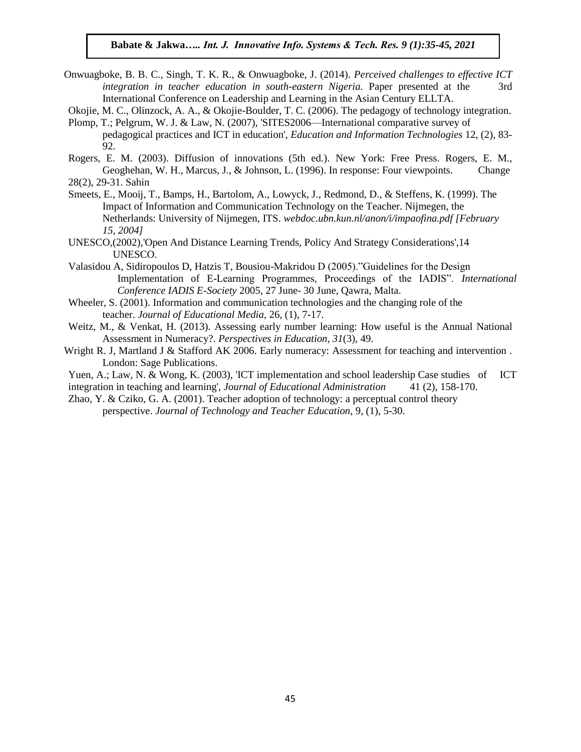Onwuagboke, B. B. C., Singh, T. K. R., & Onwuagboke, J. (2014). *Perceived challenges to effective ICT integration in teacher education in south-eastern Nigeria.* Paper presented at the 3rd International Conference on Leadership and Learning in the Asian Century ELLTA.

Okojie, M. C., Olinzock, A. A., & Okojie-Boulder, T. C. (2006). The pedagogy of technology integration.

Plomp, T.; Pelgrum, W. J. & Law, N. (2007), 'SITES2006—International comparative survey of pedagogical practices and ICT in education', *Education and Information Technologies* 12, (2), 83-92.

Rogers, E. M. (2003). Diffusion of innovations (5th ed.). New York: Free Press. Rogers, E. M., Geoghehan, W. H., Marcus, J., & Johnson, L. (1996). In response: Four viewpoints. Change 28(2), 29-31. Sahin

Smeets, E., Mooij, T., Bamps, H., Bartolom, A., Lowyck, J., Redmond, D., & Steffens, K. (1999). The Impact of Information and Communication Technology on the Teacher. Nijmegen, the Netherlands: University of Nijmegen, ITS. *webdoc.ubn.kun.nl/anon/i/impaofina.pdf [February 15, 2004]*

UNESCO,(2002),'Open And Distance Learning Trends, Policy And Strategy Considerations',14 UNESCO.

Valasidou A, Sidiropoulos D, Hatzis T, Bousiou-Makridou D (2005)."Guidelines for the Design Implementation of E-Learning Programmes, Proceedings of the IADIS". *International Conference IADIS E-Society* 2005, 27 June- 30 June, Qawra, Malta.

Wheeler, S. (2001). Information and communication technologies and the changing role of the teacher. *Journal of Educational Media*, 26, (1), 7-17.

Weitz, M., & Venkat, H. (2013). Assessing early number learning: How useful is the Annual National Assessment in Numeracy?. *Perspectives in Education*, *31*(3), 49.

Wright R. J, Martland J & Stafford AK 2006. Early numeracy: Assessment for teaching and intervention . London: Sage Publications.

Yuen, A.; Law, N. & Wong, K. (2003), 'ICT implementation and school leadership Case studies of ICT integration in teaching and learning', *Journal of Educational Administration* 41 (2), 158-170.

Zhao, Y. & Cziko, G. A. (2001). Teacher adoption of technology: a perceptual control theory perspective. *Journal of Technology and Teacher Education*, 9, (1), 5-30.